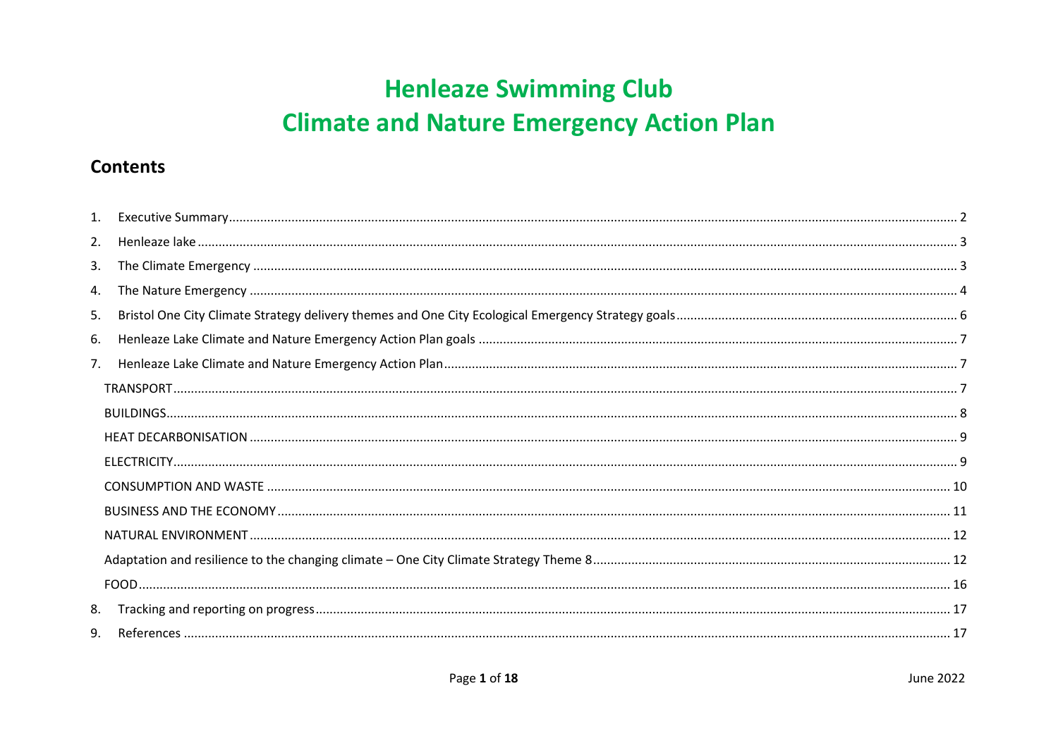# Henleaze Swimming Club
# Climate and Nature Emergency Action Plan

## Contents

1. Executive Summary ..... 2
2. Henleaze lake ..... 3
3. The Climate Emergency ..... 3
4. The Nature Emergency ..... 4
5. Bristol One City Climate Strategy delivery themes and One City Ecological Emergency Strategy goals ..... 6
6. Henleaze Lake Climate and Nature Emergency Action Plan goals ..... 7
7. Henleaze Lake Climate and Nature Emergency Action Plan ..... 7
   - TRANSPORT ..... 7
   - BUILDINGS ..... 8
   - HEAT DECARBONISATION ..... 9
   - ELECTRICITY ..... 9
   - CONSUMPTION AND WASTE ..... 10
   - BUSINESS AND THE ECONOMY ..... 11
   - NATURAL ENVIRONMENT ..... 12
   - Adaptation and resilience to the changing climate – One City Climate Strategy Theme 8 ..... 12
   - FOOD ..... 16
8. Tracking and reporting on progress ..... 17
9. References ..... 17

June 2022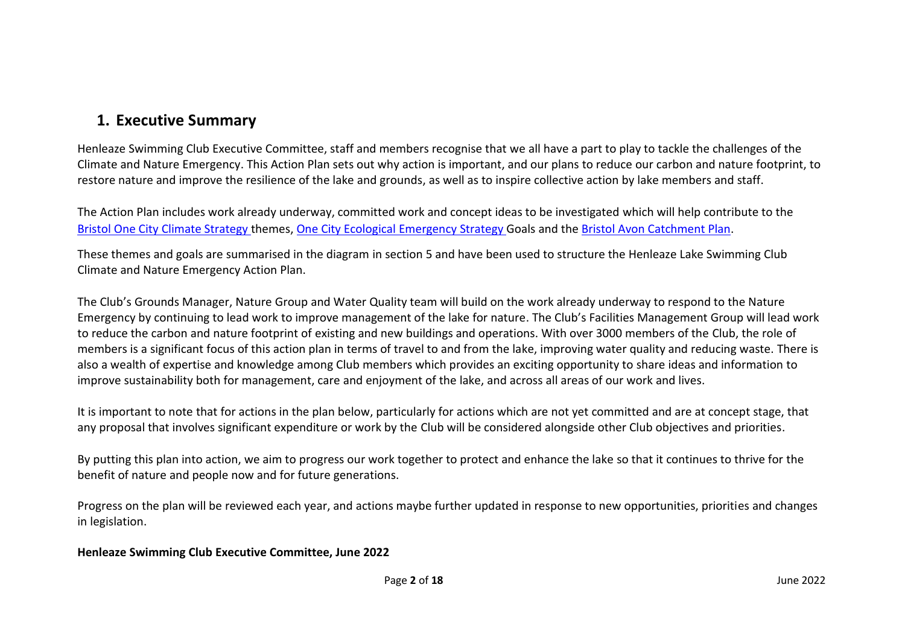## 1. Executive Summary

Henleaze Swimming Club Executive Committee, staff and members recognise that we all have a part to play to tackle the challenges of the Climate and Nature Emergency. This Action Plan sets out why action is important, and our plans to reduce our carbon and nature footprint, to restore nature and improve the resilience of the lake and grounds, as well as to inspire collective action by lake members and staff.

The Action Plan includes work already underway, committed work and concept ideas to be investigated which will help contribute to the Bristol One City Climate Strategy themes, One City Ecological Emergency Strategy Goals and the Bristol Avon Catchment Plan.

These themes and goals are summarised in the diagram in section 5 and have been used to structure the Henleaze Lake Swimming Club Climate and Nature Emergency Action Plan.

The Club's Grounds Manager, Nature Group and Water Quality team will build on the work already underway to respond to the Nature Emergency by continuing to lead work to improve management of the lake for nature. The Club's Facilities Management Group will lead work to reduce the carbon and nature footprint of existing and new buildings and operations. With over 3000 members of the Club, the role of members is a significant focus of this action plan in terms of travel to and from the lake, improving water quality and reducing waste. There is also a wealth of expertise and knowledge among Club members which provides an exciting opportunity to share ideas and information to improve sustainability both for management, care and enjoyment of the lake, and across all areas of our work and lives.

It is important to note that for actions in the plan below, particularly for actions which are not yet committed and are at concept stage, that any proposal that involves significant expenditure or work by the Club will be considered alongside other Club objectives and priorities.

By putting this plan into action, we aim to progress our work together to protect and enhance the lake so that it continues to thrive for the benefit of nature and people now and for future generations.

Progress on the plan will be reviewed each year, and actions maybe further updated in response to new opportunities, priorities and changes in legislation.

**Henleaze Swimming Club Executive Committee, June 2022**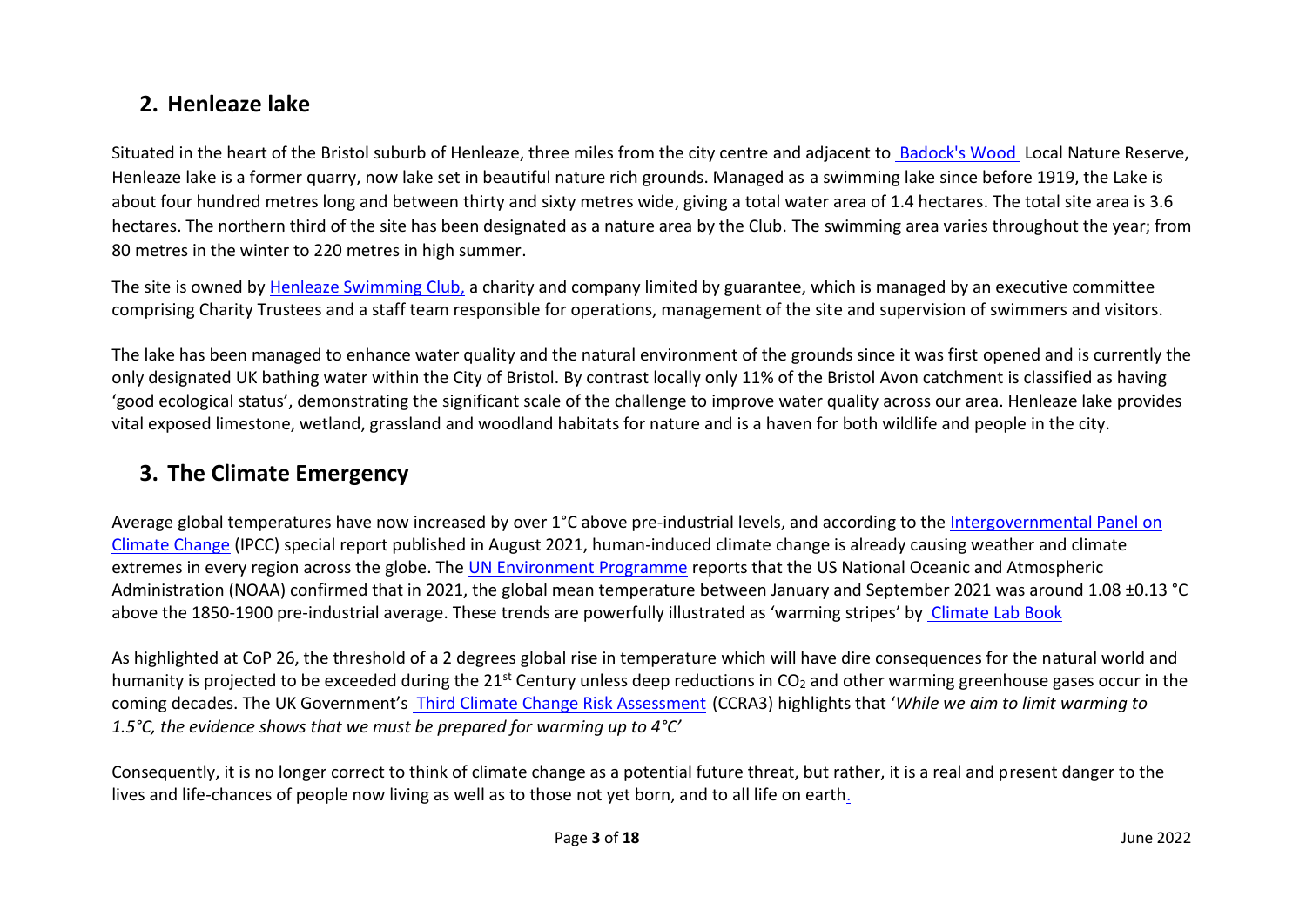## 2. Henleaze lake

Situated in the heart of the Bristol suburb of Henleaze, three miles from the city centre and adjacent to Badock's Wood Local Nature Reserve, Henleaze lake is a former quarry, now lake set in beautiful nature rich grounds. Managed as a swimming lake since before 1919, the Lake is about four hundred metres long and between thirty and sixty metres wide, giving a total water area of 1.4 hectares. The total site area is 3.6 hectares. The northern third of the site has been designated as a nature area by the Club. The swimming area varies throughout the year; from 80 metres in the winter to 220 metres in high summer.

The site is owned by Henleaze Swimming Club, a charity and company limited by guarantee, which is managed by an executive committee comprising Charity Trustees and a staff team responsible for operations, management of the site and supervision of swimmers and visitors.

The lake has been managed to enhance water quality and the natural environment of the grounds since it was first opened and is currently the only designated UK bathing water within the City of Bristol. By contrast locally only 11% of the Bristol Avon catchment is classified as having 'good ecological status', demonstrating the significant scale of the challenge to improve water quality across our area. Henleaze lake provides vital exposed limestone, wetland, grassland and woodland habitats for nature and is a haven for both wildlife and people in the city.

## 3. The Climate Emergency

Average global temperatures have now increased by over 1°C above pre-industrial levels, and according to the Intergovernmental Panel on Climate Change (IPCC) special report published in August 2021, human-induced climate change is already causing weather and climate extremes in every region across the globe. The UN Environment Programme reports that the US National Oceanic and Atmospheric Administration (NOAA) confirmed that in 2021, the global mean temperature between January and September 2021 was around 1.08 ±0.13 °C above the 1850-1900 pre-industrial average. These trends are powerfully illustrated as 'warming stripes' by Climate Lab Book

As highlighted at CoP 26, the threshold of a 2 degrees global rise in temperature which will have dire consequences for the natural world and humanity is projected to be exceeded during the 21st Century unless deep reductions in $CO_2$ and other warming greenhouse gases occur in the coming decades. The UK Government's Third Climate Change Risk Assessment (CCRA3) highlights that '*While we aim to limit warming to 1.5°C, the evidence shows that we must be prepared for warming up to 4°C*'

Consequently, it is no longer correct to think of climate change as a potential future threat, but rather, it is a real and present danger to the lives and life-chances of people now living as well as to those not yet born, and to all life on earth.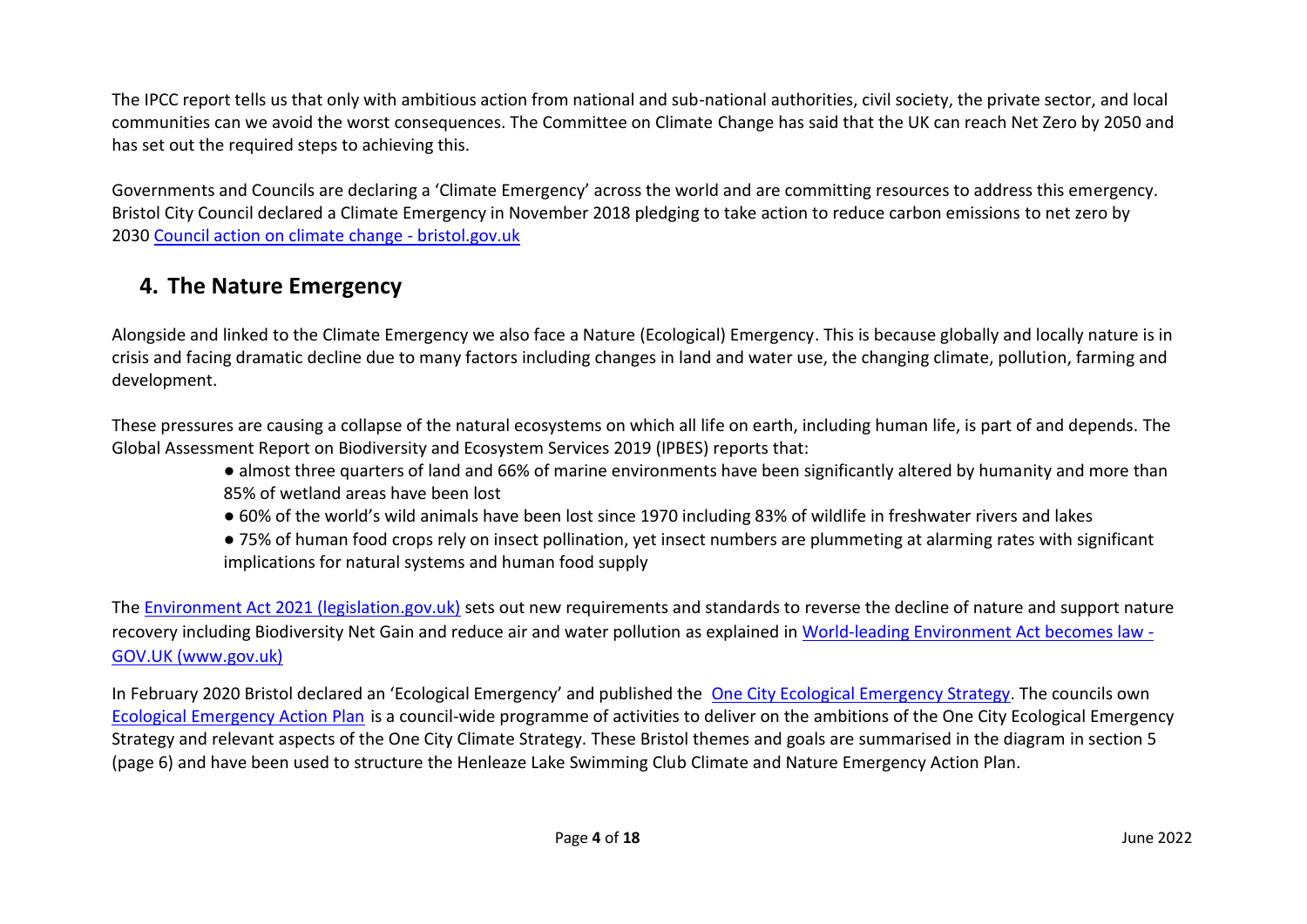The IPCC report tells us that only with ambitious action from national and sub-national authorities, civil society, the private sector, and local communities can we avoid the worst consequences. The Committee on Climate Change has said that the UK can reach Net Zero by 2050 and has set out the required steps to achieving this.

Governments and Councils are declaring a 'Climate Emergency' across the world and are committing resources to address this emergency. Bristol City Council declared a Climate Emergency in November 2018 pledging to take action to reduce carbon emissions to net zero by 2030 Council action on climate change - bristol.gov.uk

## 4. The Nature Emergency

Alongside and linked to the Climate Emergency we also face a Nature (Ecological) Emergency. This is because globally and locally nature is in crisis and facing dramatic decline due to many factors including changes in land and water use, the changing climate, pollution, farming and development.

These pressures are causing a collapse of the natural ecosystems on which all life on earth, including human life, is part of and depends. The Global Assessment Report on Biodiversity and Ecosystem Services 2019 (IPBES) reports that:

- almost three quarters of land and 66% of marine environments have been significantly altered by humanity and more than 85% of wetland areas have been lost
- 60% of the world's wild animals have been lost since 1970 including 83% of wildlife in freshwater rivers and lakes
- 75% of human food crops rely on insect pollination, yet insect numbers are plummeting at alarming rates with significant implications for natural systems and human food supply

The Environment Act 2021 (legislation.gov.uk) sets out new requirements and standards to reverse the decline of nature and support nature recovery including Biodiversity Net Gain and reduce air and water pollution as explained in World-leading Environment Act becomes law - GOV.UK (www.gov.uk)

In February 2020 Bristol declared an 'Ecological Emergency' and published the One City Ecological Emergency Strategy. The councils own Ecological Emergency Action Plan is a council-wide programme of activities to deliver on the ambitions of the One City Ecological Emergency Strategy and relevant aspects of the One City Climate Strategy. These Bristol themes and goals are summarised in the diagram in section 5 (page 6) and have been used to structure the Henleaze Lake Swimming Club Climate and Nature Emergency Action Plan.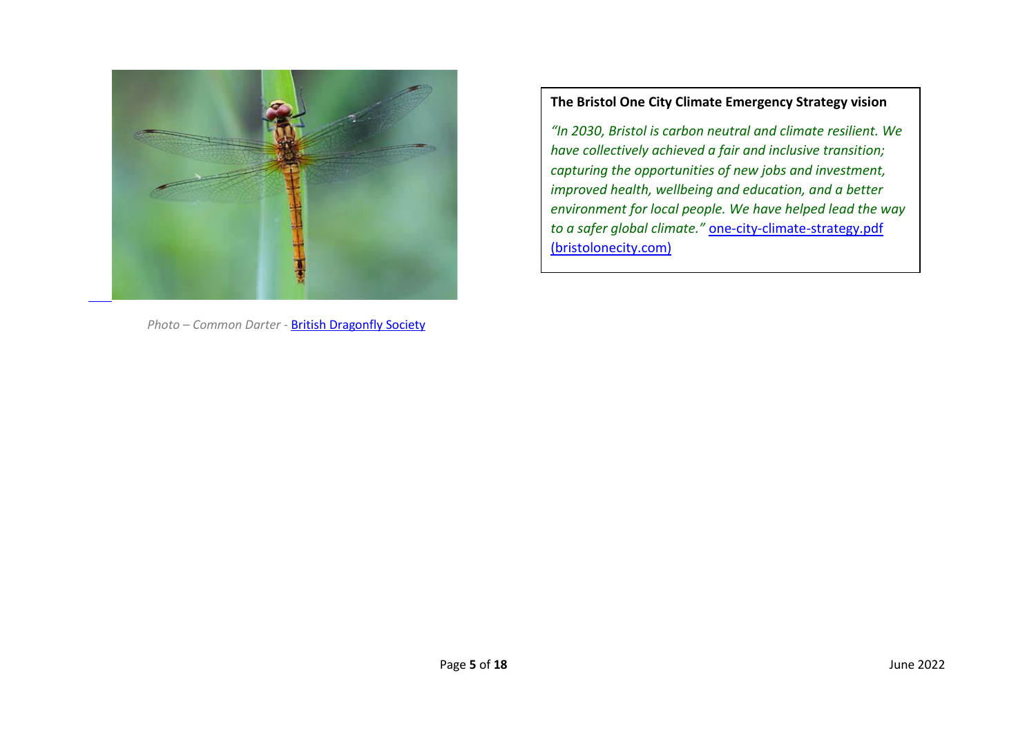*Photo – Common Darter -* British Dragonfly Society

**The Bristol One City Climate Emergency Strategy vision**

*"In 2030, Bristol is carbon neutral and climate resilient. We have collectively achieved a fair and inclusive transition; capturing the opportunities of new jobs and investment, improved health, wellbeing and education, and a better environment for local people. We have helped lead the way to a safer global climate."* one-city-climate-strategy.pdf (bristolonecity.com)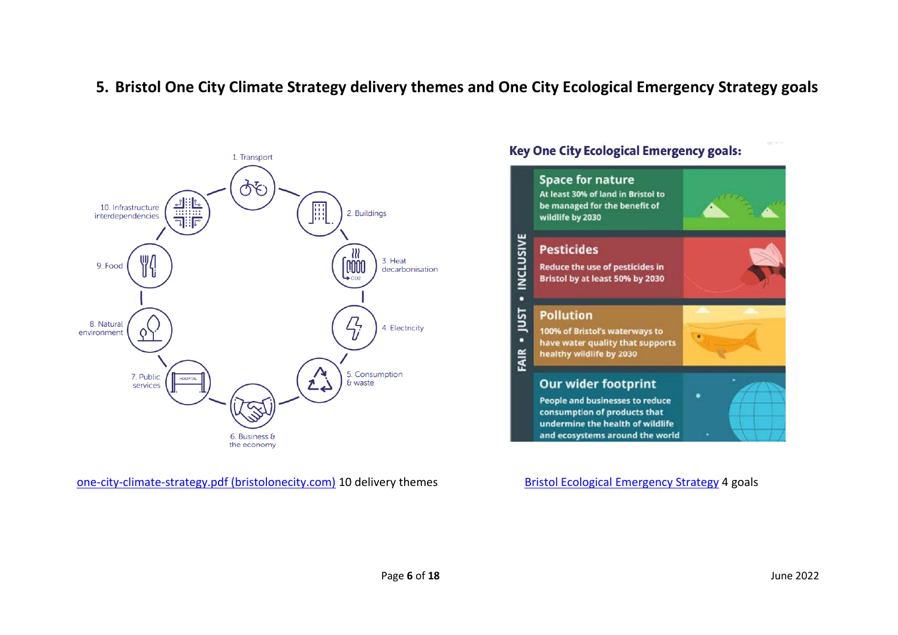## 5. Bristol One City Climate Strategy delivery themes and One City Ecological Emergency Strategy goals

1. Transport
2. Buildings
3. Heat decarbonisation
4. Electricity
5. Consumption & waste
6. Business & the economy
7. Public services
8. Natural environment
9. Food
10. Infrastructure interdependencies

**Key One City Ecological Emergency goals:**

FAIR • JUST • INCLUSIVE

**Space for nature**
At least 30% of land in Bristol to be managed for the benefit of wildlife by 2030

**Pesticides**
Reduce the use of pesticides in Bristol by at least 50% by 2030

**Pollution**
100% of Bristol's waterways to have water quality that supports healthy wildlife by 2030

**Our wider footprint**
People and businesses to reduce consumption of products that undermine the health of wildlife and ecosystems around the world

one-city-climate-strategy.pdf (bristolonecity.com) 10 delivery themes

Bristol Ecological Emergency Strategy 4 goals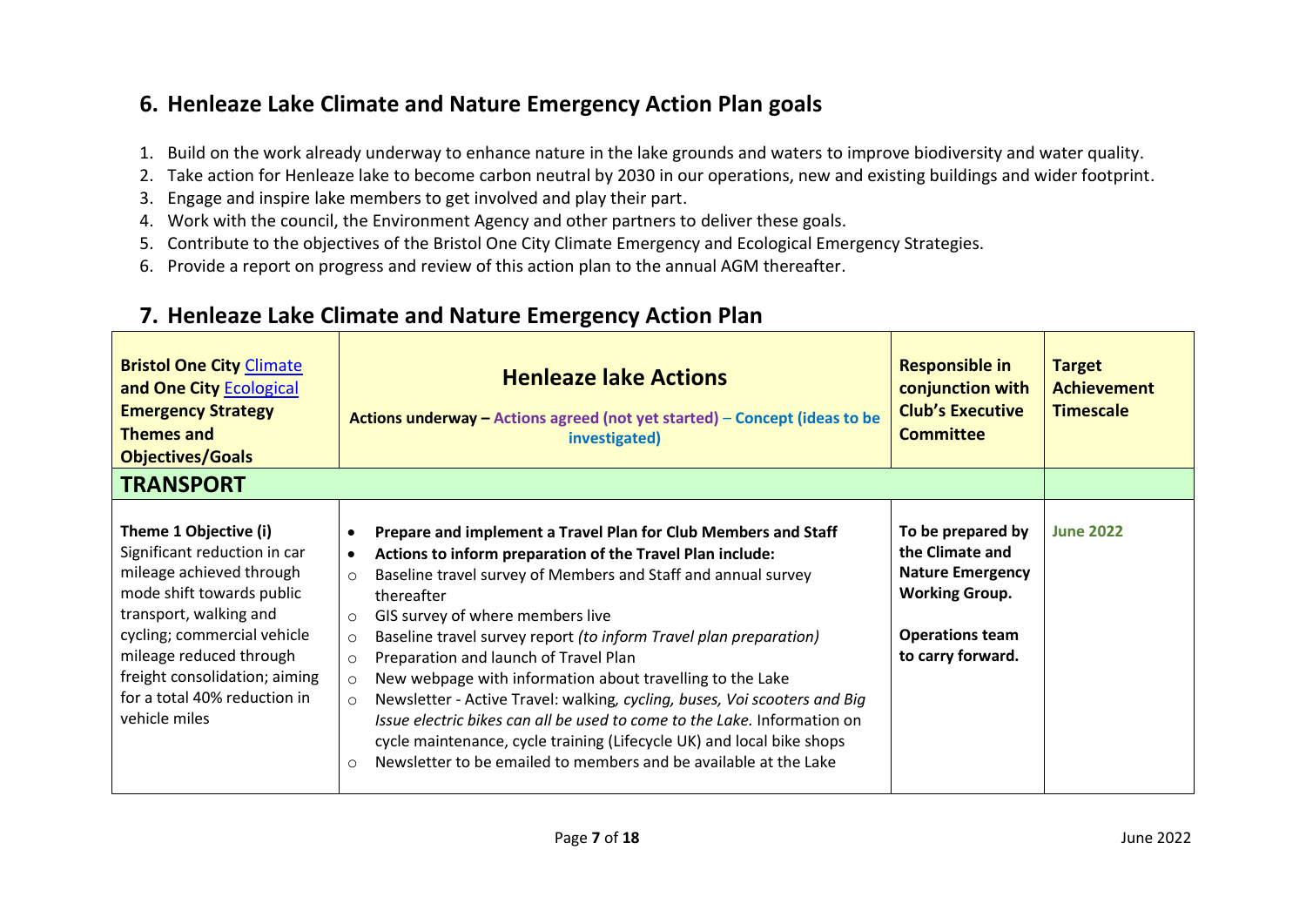## 6. Henleaze Lake Climate and Nature Emergency Action Plan goals

1. Build on the work already underway to enhance nature in the lake grounds and waters to improve biodiversity and water quality.
2. Take action for Henleaze lake to become carbon neutral by 2030 in our operations, new and existing buildings and wider footprint.
3. Engage and inspire lake members to get involved and play their part.
4. Work with the council, the Environment Agency and other partners to deliver these goals.
5. Contribute to the objectives of the Bristol One City Climate Emergency and Ecological Emergency Strategies.
6. Provide a report on progress and review of this action plan to the annual AGM thereafter.

## 7. Henleaze Lake Climate and Nature Emergency Action Plan

| **Bristol One City Climate and One City Ecological Emergency Strategy Themes and Objectives/Goals** | **Henleaze lake Actions**<br>**Actions underway – Actions agreed (not yet started) – Concept (ideas to be investigated)** | **Responsible in conjunction with Club's Executive Committee** | **Target Achievement Timescale** |
|---|---|---|---|
| **TRANSPORT** | | | |
| **Theme 1 Objective (i)**<br>Significant reduction in car mileage achieved through mode shift towards public transport, walking and cycling; commercial vehicle mileage reduced through freight consolidation; aiming for a total 40% reduction in vehicle miles | • **Prepare and implement a Travel Plan for Club Members and Staff**<br>• **Actions to inform preparation of the Travel Plan include:**<br>○ Baseline travel survey of Members and Staff and annual survey thereafter<br>○ GIS survey of where members live<br>○ Baseline travel survey report *(to inform Travel plan preparation)*<br>○ Preparation and launch of Travel Plan<br>○ New webpage with information about travelling to the Lake<br>○ Newsletter - Active Travel: walking*, cycling, buses, Voi scooters and Big Issue electric bikes can all be used to come to the Lake.* Information on cycle maintenance, cycle training (Lifecycle UK) and local bike shops<br>○ Newsletter to be emailed to members and be available at the Lake | **To be prepared by the Climate and Nature Emergency Working Group.**<br><br>**Operations team to carry forward.** | **June 2022** |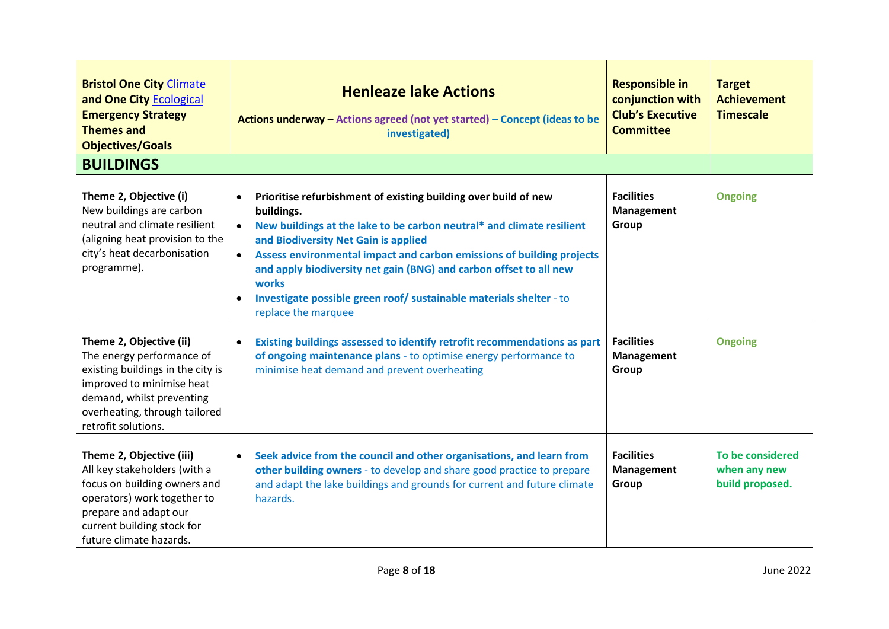| **Bristol One City Climate and One City Ecological Emergency Strategy Themes and Objectives/Goals** | **Henleaze lake Actions**<br><br>**Actions underway – Actions agreed (not yet started) – Concept (ideas to be investigated)** | **Responsible in conjunction with Club's Executive Committee** | **Target Achievement Timescale** |
|---|---|---|---|
| **BUILDINGS** | | | |
| **Theme 2, Objective (i)**<br>New buildings are carbon neutral and climate resilient (aligning heat provision to the city's heat decarbonisation programme). | • **Prioritise refurbishment of existing building over build of new buildings.**<br>• **New buildings at the lake to be carbon neutral\* and climate resilient and Biodiversity Net Gain is applied**<br>• **Assess environmental impact and carbon emissions of building projects and apply biodiversity net gain (BNG) and carbon offset to all new works**<br>• **Investigate possible green roof/ sustainable materials shelter** - to replace the marquee | **Facilities Management Group** | **Ongoing** |
| **Theme 2, Objective (ii)**<br>The energy performance of existing buildings in the city is improved to minimise heat demand, whilst preventing overheating, through tailored retrofit solutions. | • **Existing buildings assessed to identify retrofit recommendations as part of ongoing maintenance plans** - to optimise energy performance to minimise heat demand and prevent overheating | **Facilities Management Group** | **Ongoing** |
| **Theme 2, Objective (iii)**<br>All key stakeholders (with a focus on building owners and operators) work together to prepare and adapt our current building stock for future climate hazards. | • **Seek advice from the council and other organisations, and learn from other building owners** - to develop and share good practice to prepare and adapt the lake buildings and grounds for current and future climate hazards. | **Facilities Management Group** | **To be considered when any new build proposed.** |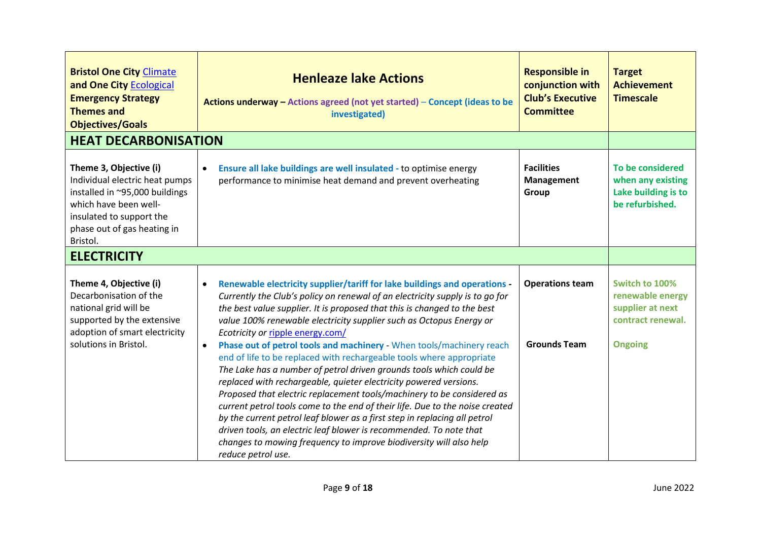| **Bristol One City Climate and One City Ecological Emergency Strategy Themes and Objectives/Goals** | **Henleaze lake Actions**<br>**Actions underway – Actions agreed (not yet started) – Concept (ideas to be investigated)** | **Responsible in conjunction with Club's Executive Committee** | **Target Achievement Timescale** |
|---|---|---|---|
| **HEAT DECARBONISATION** | | | |
| **Theme 3, Objective (i)** Individual electric heat pumps installed in ~95,000 buildings which have been well-insulated to support the phase out of gas heating in Bristol. | • **Ensure all lake buildings are well insulated** - to optimise energy performance to minimise heat demand and prevent overheating | **Facilities Management Group** | **To be considered when any existing Lake building is to be refurbished.** |
| **ELECTRICITY** | | | |
| **Theme 4, Objective (i)** Decarbonisation of the national grid will be supported by the extensive adoption of smart electricity solutions in Bristol. | • **Renewable electricity supplier/tariff for lake buildings and operations** - *Currently the Club's policy on renewal of an electricity supply is to go for the best value supplier. It is proposed that this is changed to the best value 100% renewable electricity supplier such as Octopus Energy or Ecotricity or* ripple energy.com/<br>• **Phase out of petrol tools and machinery** - When tools/machinery reach end of life to be replaced with rechargeable tools where appropriate *The Lake has a number of petrol driven grounds tools which could be replaced with rechargeable, quieter electricity powered versions. Proposed that electric replacement tools/machinery to be considered as current petrol tools come to the end of their life. Due to the noise created by the current petrol leaf blower as a first step in replacing all petrol driven tools, an electric leaf blower is recommended. To note that changes to mowing frequency to improve biodiversity will also help reduce petrol use.* | **Operations team**<br><br>**Grounds Team** | **Switch to 100% renewable energy supplier at next contract renewal.**<br><br>**Ongoing** |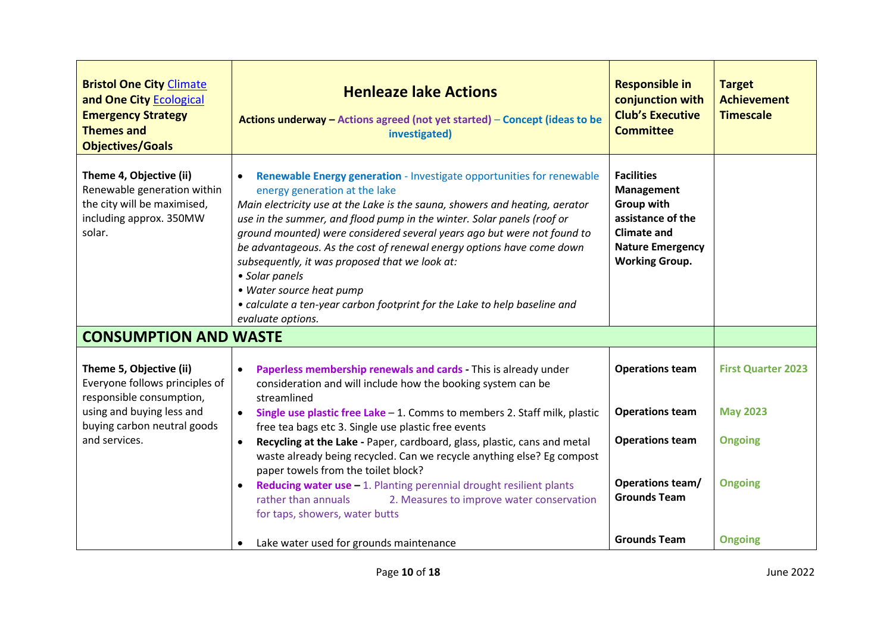| **Bristol One City Climate and One City Ecological Emergency Strategy Themes and Objectives/Goals** | **Henleaze lake Actions**<br><br>**Actions underway – Actions agreed (not yet started) – Concept (ideas to be investigated)** | **Responsible in conjunction with Club's Executive Committee** | **Target Achievement Timescale** |
|---|---|---|---|
| **Theme 4, Objective (ii)**<br>Renewable generation within the city will be maximised, including approx. 350MW solar. | • **Renewable Energy generation** - Investigate opportunities for renewable energy generation at the lake<br>*Main electricity use at the Lake is the sauna, showers and heating, aerator use in the summer, and flood pump in the winter. Solar panels (roof or ground mounted) were considered several years ago but were not found to be advantageous. As the cost of renewal energy options have come down subsequently, it was proposed that we look at:*<br>*• Solar panels*<br>*• Water source heat pump*<br>*• calculate a ten-year carbon footprint for the Lake to help baseline and evaluate options.* | **Facilities Management Group with assistance of the Climate and Nature Emergency Working Group.** | |
| **CONSUMPTION AND WASTE** | | | |
| **Theme 5, Objective (ii)**<br>Everyone follows principles of responsible consumption, using and buying less and buying carbon neutral goods and services. | • **Paperless membership renewals and cards** - This is already under consideration and will include how the booking system can be streamlined<br>• **Single use plastic free Lake** – 1. Comms to members 2. Staff milk, plastic free tea bags etc 3. Single use plastic free events<br>• **Recycling at the Lake -** Paper, cardboard, glass, plastic, cans and metal waste already being recycled. Can we recycle anything else? Eg compost paper towels from the toilet block?<br>• **Reducing water use –** 1. Planting perennial drought resilient plants rather than annuals 2. Measures to improve water conservation for taps, showers, water butts<br>• Lake water used for grounds maintenance | **Operations team**<br><br>**Operations team**<br><br>**Operations team**<br><br>**Operations team/ Grounds Team**<br><br>**Grounds Team** | **First Quarter 2023**<br><br>**May 2023**<br><br>**Ongoing**<br><br>**Ongoing**<br><br>**Ongoing** |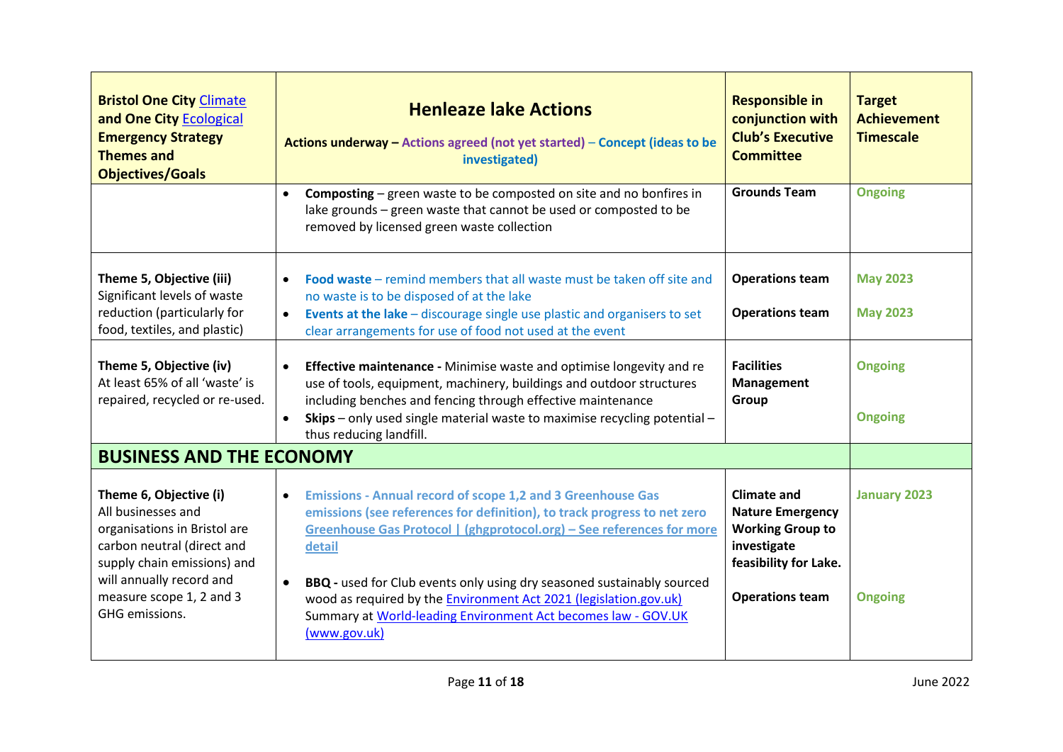| **Bristol One City** [Climate](#) **and One City** [Ecological](#) **Emergency Strategy Themes and Objectives/Goals** | **Henleaze lake Actions**<br><br>**Actions underway – Actions agreed (not yet started) – Concept (ideas to be investigated)** | **Responsible in conjunction with Club's Executive Committee** | **Target Achievement Timescale** |
|---|---|---|---|
| | • **Composting** – green waste to be composted on site and no bonfires in lake grounds – green waste that cannot be used or composted to be removed by licensed green waste collection | **Grounds Team** | **Ongoing** |
| **Theme 5, Objective (iii)**<br>Significant levels of waste reduction (particularly for food, textiles, and plastic) | • **Food waste** – remind members that all waste must be taken off site and no waste is to be disposed of at the lake<br>• **Events at the lake** – discourage single use plastic and organisers to set clear arrangements for use of food not used at the event | **Operations team**<br><br>**Operations team** | **May 2023**<br><br>**May 2023** |
| **Theme 5, Objective (iv)**<br>At least 65% of all 'waste' is repaired, recycled or re-used. | • **Effective maintenance -** Minimise waste and optimise longevity and re use of tools, equipment, machinery, buildings and outdoor structures including benches and fencing through effective maintenance<br>• **Skips** – only used single material waste to maximise recycling potential – thus reducing landfill. | **Facilities Management Group** | **Ongoing**<br><br>**Ongoing** |
| **BUSINESS AND THE ECONOMY** | | | |
| **Theme 6, Objective (i)**<br>All businesses and organisations in Bristol are carbon neutral (direct and supply chain emissions) and will annually record and measure scope 1, 2 and 3 GHG emissions. | • **Emissions - Annual record of scope 1,2 and 3 Greenhouse Gas emissions (see references for definition), to track progress to net zero** [**Greenhouse Gas Protocol \| (ghgprotocol.org) – See references for more detail**](#)<br><br>• **BBQ -** used for Club events only using dry seasoned sustainably sourced wood as required by the [Environment Act 2021 (legislation.gov.uk)](#) Summary at [World-leading Environment Act becomes law - GOV.UK (www.gov.uk)](#) | **Climate and Nature Emergency Working Group to investigate feasibility for Lake.**<br><br>**Operations team** | **January 2023**<br><br>**Ongoing** |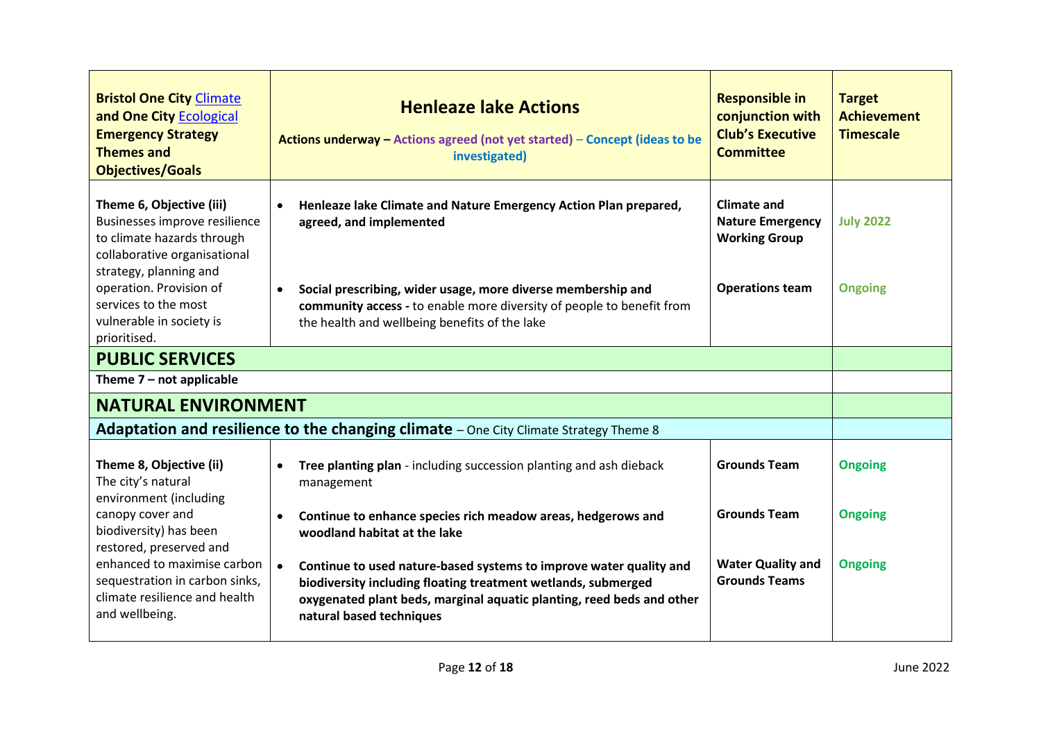| **Bristol One City Climate and One City Ecological Emergency Strategy Themes and Objectives/Goals** | **Henleaze lake Actions**<br>**Actions underway – Actions agreed (not yet started) – Concept (ideas to be investigated)** | **Responsible in conjunction with Club's Executive Committee** | **Target Achievement Timescale** |
|---|---|---|---|
| **Theme 6, Objective (iii)**<br>Businesses improve resilience to climate hazards through collaborative organisational strategy, planning and operation. Provision of services to the most vulnerable in society is prioritised. | • **Henleaze lake Climate and Nature Emergency Action Plan prepared, agreed, and implemented**<br><br>• **Social prescribing, wider usage, more diverse membership and community access -** to enable more diversity of people to benefit from the health and wellbeing benefits of the lake | **Climate and Nature Emergency Working Group**<br><br>**Operations team** | **July 2022**<br><br>**Ongoing** |
| **PUBLIC SERVICES** | | | |
| **Theme 7 – not applicable** | | | |
| **NATURAL ENVIRONMENT** | | | |
| **Adaptation and resilience to the changing climate** – One City Climate Strategy Theme 8 | | | |
| **Theme 8, Objective (ii)**<br>The city's natural environment (including canopy cover and biodiversity) has been restored, preserved and enhanced to maximise carbon sequestration in carbon sinks, climate resilience and health and wellbeing. | • **Tree planting plan** - including succession planting and ash dieback management<br><br>• **Continue to enhance species rich meadow areas, hedgerows and woodland habitat at the lake**<br><br>• **Continue to used nature-based systems to improve water quality and biodiversity including floating treatment wetlands, submerged oxygenated plant beds, marginal aquatic planting, reed beds and other natural based techniques** | **Grounds Team**<br><br>**Grounds Team**<br><br>**Water Quality and Grounds Teams** | **Ongoing**<br><br>**Ongoing**<br><br>**Ongoing** |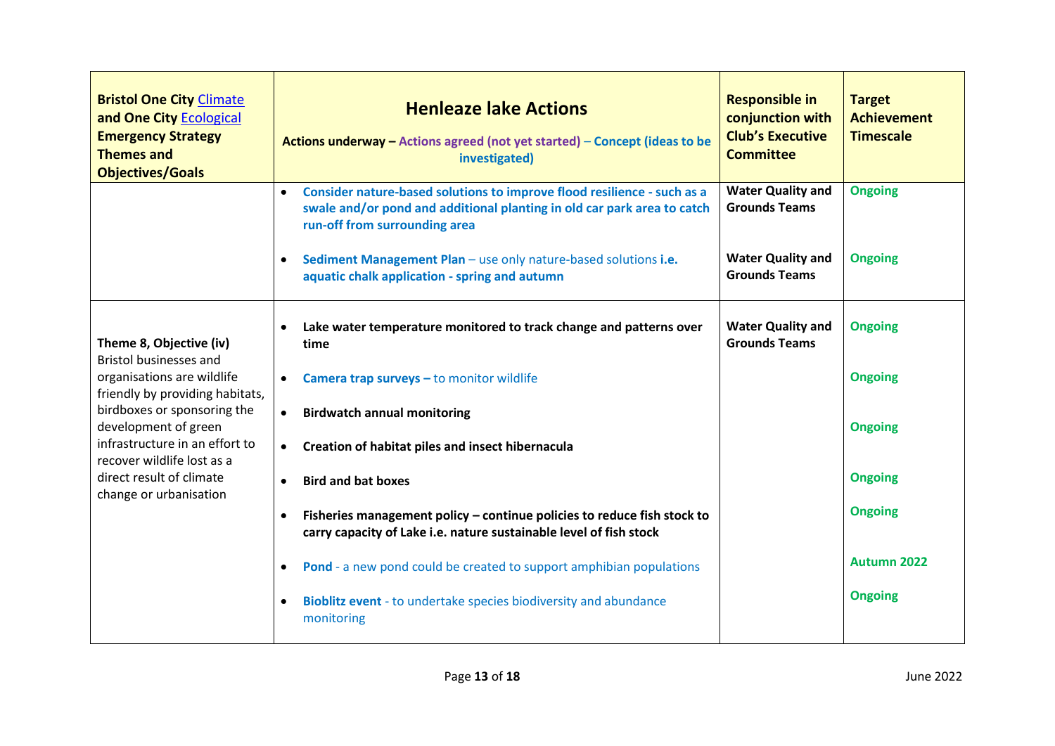| **Bristol One City Climate and One City Ecological Emergency Strategy Themes and Objectives/Goals** | **Henleaze lake Actions**<br><br>**Actions underway – Actions agreed (not yet started) – Concept (ideas to be investigated)** | **Responsible in conjunction with Club's Executive Committee** | **Target Achievement Timescale** |
|---|---|---|---|
| | • **Consider nature-based solutions to improve flood resilience - such as a swale and/or pond and additional planting in old car park area to catch run-off from surrounding area**<br><br>• **Sediment Management Plan** – use only nature-based solutions **i.e. aquatic chalk application - spring and autumn** | **Water Quality and Grounds Teams**<br><br>**Water Quality and Grounds Teams** | **Ongoing**<br><br>**Ongoing** |
| **Theme 8, Objective (iv)**<br>Bristol businesses and organisations are wildlife friendly by providing habitats, birdboxes or sponsoring the development of green infrastructure in an effort to recover wildlife lost as a direct result of climate change or urbanisation | • **Lake water temperature monitored to track change and patterns over time**<br><br>• **Camera trap surveys –** to monitor wildlife<br><br>• **Birdwatch annual monitoring**<br><br>• **Creation of habitat piles and insect hibernacula**<br><br>• **Bird and bat boxes**<br><br>• **Fisheries management policy – continue policies to reduce fish stock to carry capacity of Lake i.e. nature sustainable level of fish stock**<br><br>• **Pond** - a new pond could be created to support amphibian populations<br><br>• **Bioblitz event** - to undertake species biodiversity and abundance monitoring | **Water Quality and Grounds Teams** | **Ongoing**<br><br>**Ongoing**<br><br>**Ongoing**<br><br>**Ongoing**<br><br>**Ongoing**<br><br>**Autumn 2022**<br><br>**Ongoing** |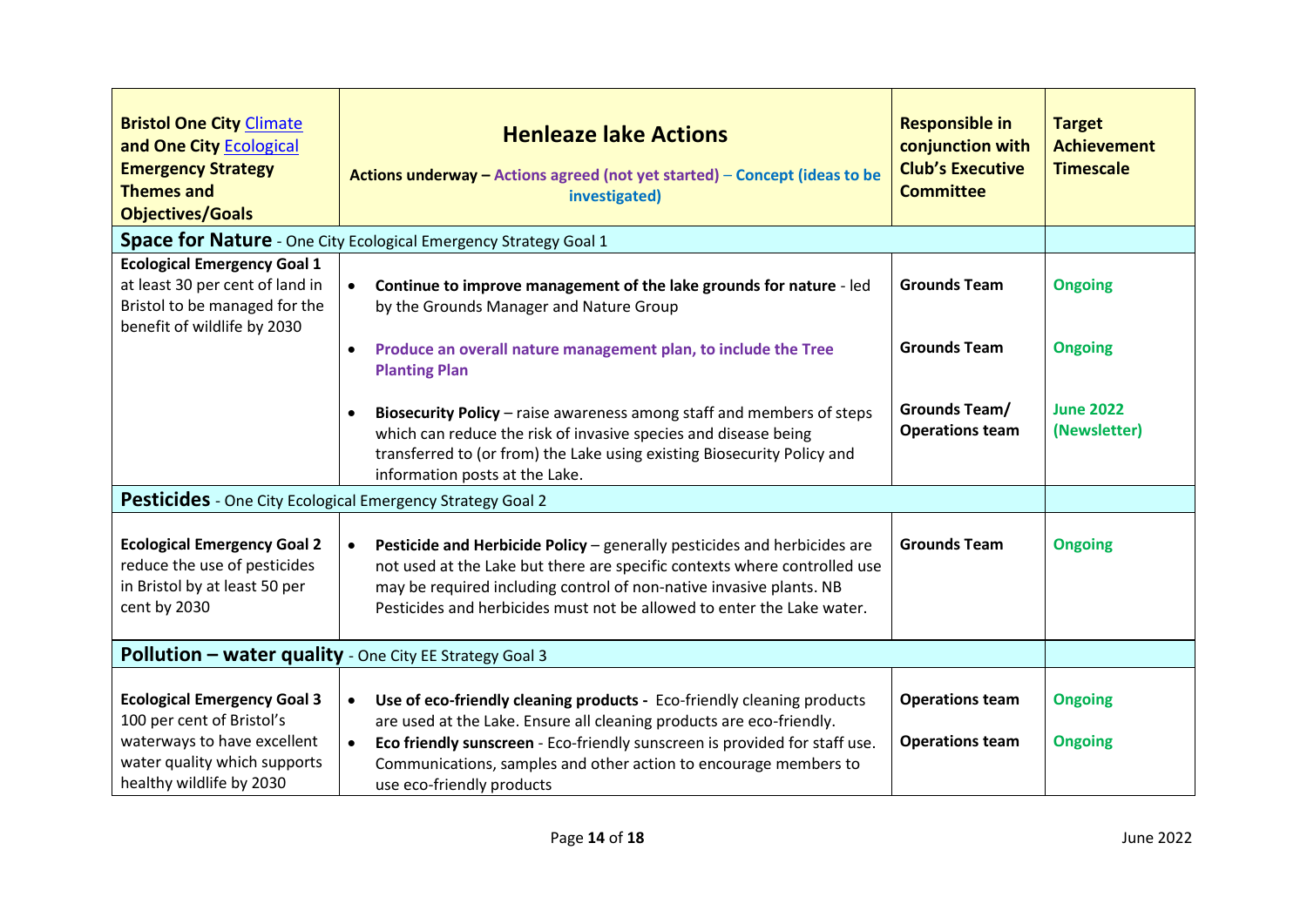| **Bristol One City Climate and One City Ecological Emergency Strategy Themes and Objectives/Goals** | **Henleaze lake Actions**<br>**Actions underway – Actions agreed (not yet started) – Concept (ideas to be investigated)** | **Responsible in conjunction with Club's Executive Committee** | **Target Achievement Timescale** |
|---|---|---|---|
| **Space for Nature** - One City Ecological Emergency Strategy Goal 1 | | | |
| **Ecological Emergency Goal 1** at least 30 per cent of land in Bristol to be managed for the benefit of wildlife by 2030 | • **Continue to improve management of the lake grounds for nature** - led by the Grounds Manager and Nature Group | **Grounds Team** | **Ongoing** |
| | • **Produce an overall nature management plan, to include the Tree Planting Plan** | **Grounds Team** | **Ongoing** |
| | • **Biosecurity Policy** – raise awareness among staff and members of steps which can reduce the risk of invasive species and disease being transferred to (or from) the Lake using existing Biosecurity Policy and information posts at the Lake. | **Grounds Team/ Operations team** | **June 2022 (Newsletter)** |
| **Pesticides** - One City Ecological Emergency Strategy Goal 2 | | | |
| **Ecological Emergency Goal 2** reduce the use of pesticides in Bristol by at least 50 per cent by 2030 | • **Pesticide and Herbicide Policy** – generally pesticides and herbicides are not used at the Lake but there are specific contexts where controlled use may be required including control of non-native invasive plants. NB Pesticides and herbicides must not be allowed to enter the Lake water. | **Grounds Team** | **Ongoing** |
| **Pollution – water quality** - One City EE Strategy Goal 3 | | | |
| **Ecological Emergency Goal 3** 100 per cent of Bristol's waterways to have excellent water quality which supports healthy wildlife by 2030 | • **Use of eco-friendly cleaning products -** Eco-friendly cleaning products are used at the Lake. Ensure all cleaning products are eco-friendly. | **Operations team** | **Ongoing** |
| | • **Eco friendly sunscreen** - Eco-friendly sunscreen is provided for staff use. Communications, samples and other action to encourage members to use eco-friendly products | **Operations team** | **Ongoing** |

June 2022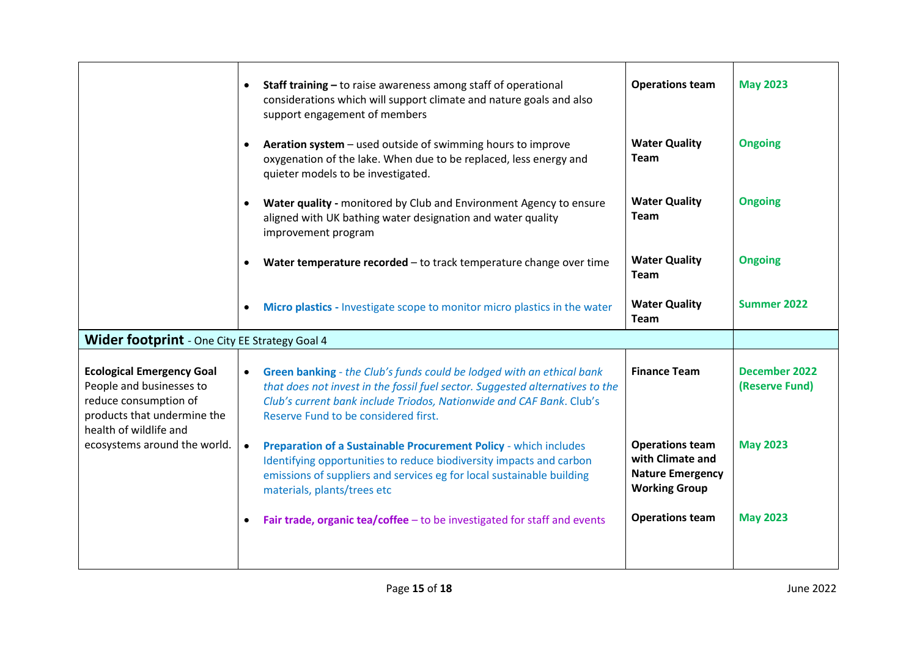| | | | |
|---|---|---|---|
| | • **Staff training –** to raise awareness among staff of operational considerations which will support climate and nature goals and also support engagement of members | **Operations team** | **May 2023** |
| | • **Aeration system** – used outside of swimming hours to improve oxygenation of the lake. When due to be replaced, less energy and quieter models to be investigated. | **Water Quality Team** | **Ongoing** |
| | • **Water quality -** monitored by Club and Environment Agency to ensure aligned with UK bathing water designation and water quality improvement program | **Water Quality Team** | **Ongoing** |
| | • **Water temperature recorded** – to track temperature change over time | **Water Quality Team** | **Ongoing** |
| | • **Micro plastics -** Investigate scope to monitor micro plastics in the water | **Water Quality Team** | **Summer 2022** |
| **Wider footprint** - One City EE Strategy Goal 4 | | | |
| **Ecological Emergency Goal** People and businesses to reduce consumption of products that undermine the health of wildlife and ecosystems around the world. | • **Green banking** - *the Club's funds could be lodged with an ethical bank that does not invest in the fossil fuel sector. Suggested alternatives to the Club's current bank include Triodos, Nationwide and CAF Bank*. Club's Reserve Fund to be considered first. | **Finance Team** | **December 2022 (Reserve Fund)** |
| | • **Preparation of a Sustainable Procurement Policy** - which includes Identifying opportunities to reduce biodiversity impacts and carbon emissions of suppliers and services eg for local sustainable building materials, plants/trees etc | **Operations team with Climate and Nature Emergency Working Group** | **May 2023** |
| | • **Fair trade, organic tea/coffee** – to be investigated for staff and events | **Operations team** | **May 2023** |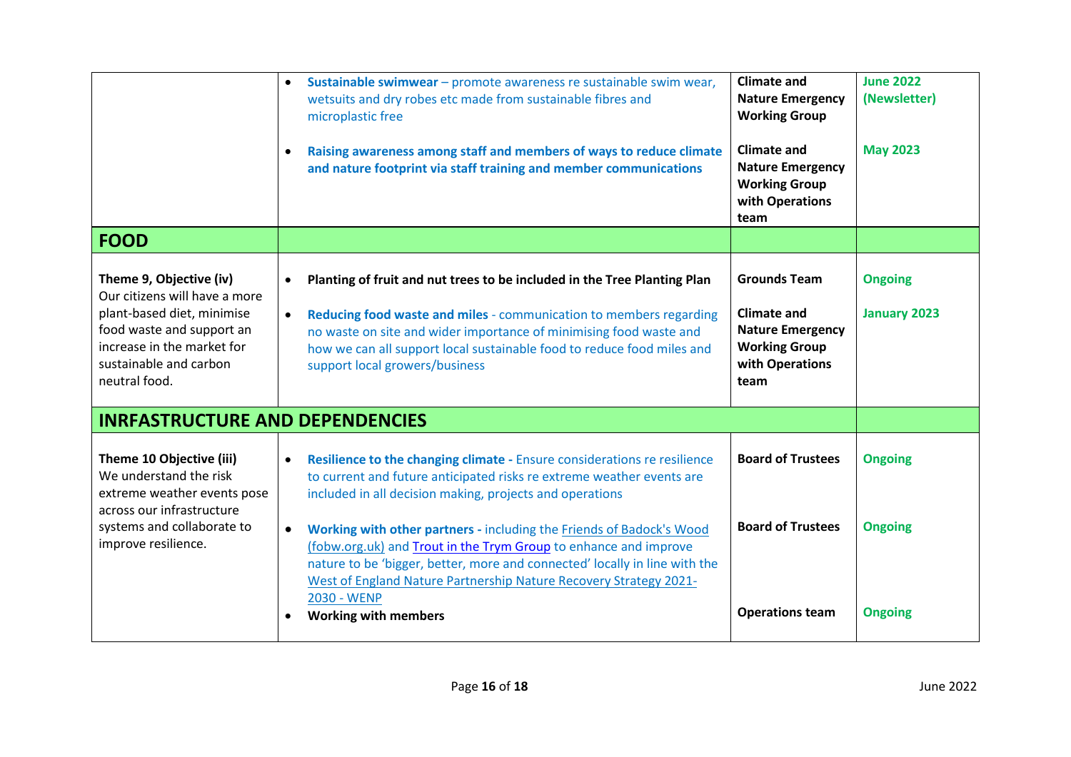| | | | |
|---|---|---|---|
| | • **Sustainable swimwear** – promote awareness re sustainable swim wear, wetsuits and dry robes etc made from sustainable fibres and microplastic free<br><br>• **Raising awareness among staff and members of ways to reduce climate and nature footprint via staff training and member communications** | **Climate and Nature Emergency Working Group**<br><br>**Climate and Nature Emergency Working Group with Operations team** | **June 2022 (Newsletter)**<br><br>**May 2023** |
| **FOOD** | | | |
| **Theme 9, Objective (iv)** Our citizens will have a more plant-based diet, minimise food waste and support an increase in the market for sustainable and carbon neutral food. | • **Planting of fruit and nut trees to be included in the Tree Planting Plan**<br><br>• **Reducing food waste and miles** - communication to members regarding no waste on site and wider importance of minimising food waste and how we can all support local sustainable food to reduce food miles and support local growers/business | **Grounds Team**<br><br>**Climate and Nature Emergency Working Group with Operations team** | **Ongoing**<br><br>**January 2023** |
| **INRFASTRUCTURE AND DEPENDENCIES** | | | |
| **Theme 10 Objective (iii)** We understand the risk extreme weather events pose across our infrastructure systems and collaborate to improve resilience. | • **Resilience to the changing climate -** Ensure considerations re resilience to current and future anticipated risks re extreme weather events are included in all decision making, projects and operations<br><br>• **Working with other partners -** including the Friends of Badock's Wood (fobw.org.uk) and Trout in the Trym Group to enhance and improve nature to be 'bigger, better, more and connected' locally in line with the West of England Nature Partnership Nature Recovery Strategy 2021-2030 - WENP<br><br>• **Working with members** | **Board of Trustees**<br><br>**Board of Trustees**<br><br>**Operations team** | **Ongoing**<br><br>**Ongoing**<br><br>**Ongoing** |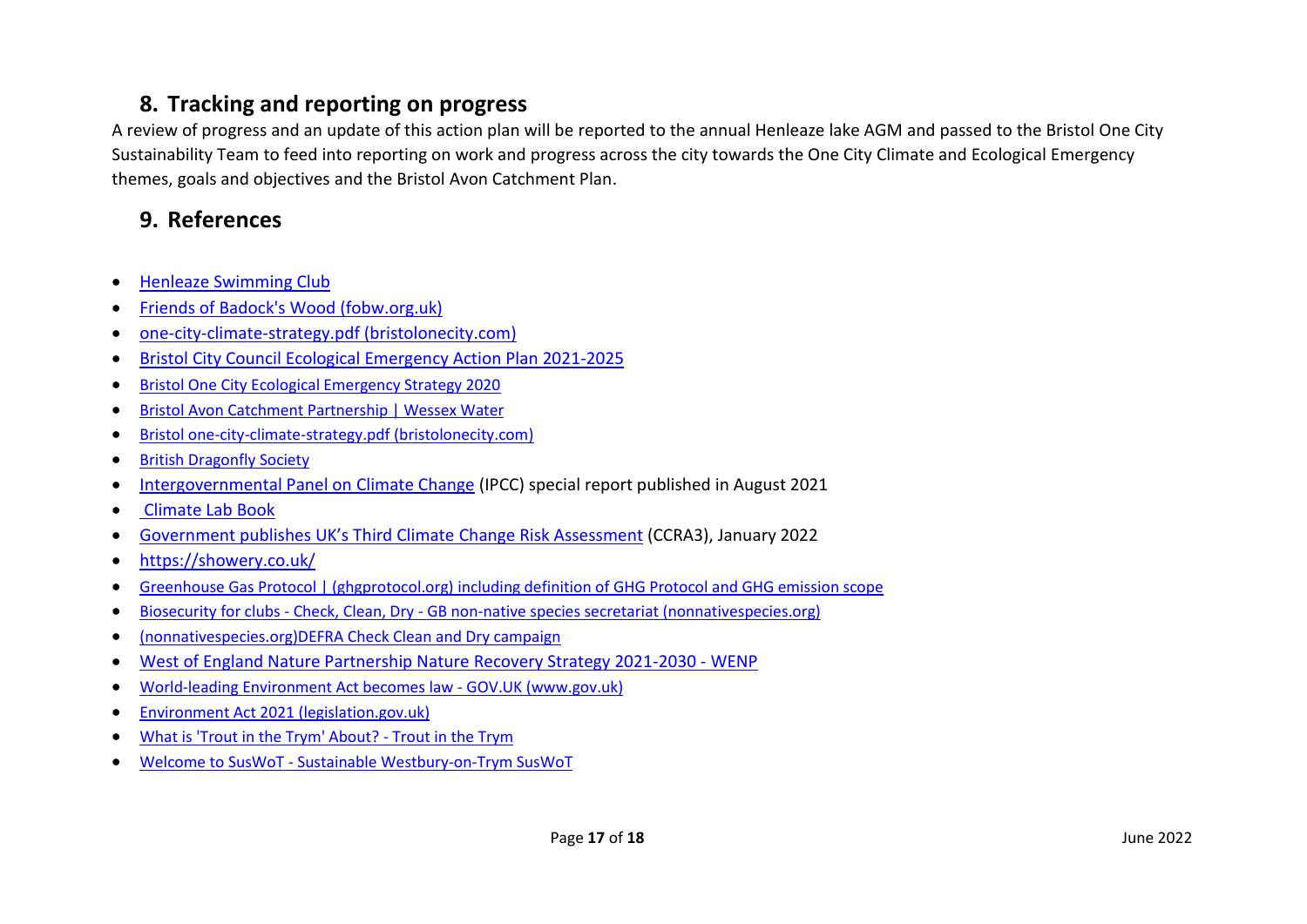## 8. Tracking and reporting on progress

A review of progress and an update of this action plan will be reported to the annual Henleaze lake AGM and passed to the Bristol One City Sustainability Team to feed into reporting on work and progress across the city towards the One City Climate and Ecological Emergency themes, goals and objectives and the Bristol Avon Catchment Plan.

## 9. References

- Henleaze Swimming Club
- Friends of Badock's Wood (fobw.org.uk)
- one-city-climate-strategy.pdf (bristolonecity.com)
- Bristol City Council Ecological Emergency Action Plan 2021-2025
- Bristol One City Ecological Emergency Strategy 2020
- Bristol Avon Catchment Partnership | Wessex Water
- Bristol one-city-climate-strategy.pdf (bristolonecity.com)
- British Dragonfly Society
- Intergovernmental Panel on Climate Change (IPCC) special report published in August 2021
- Climate Lab Book
- Government publishes UK's Third Climate Change Risk Assessment (CCRA3), January 2022
- https://showery.co.uk/
- Greenhouse Gas Protocol | (ghgprotocol.org) including definition of GHG Protocol and GHG emission scope
- Biosecurity for clubs - Check, Clean, Dry - GB non-native species secretariat (nonnativespecies.org)
- (nonnativespecies.org)DEFRA Check Clean and Dry campaign
- West of England Nature Partnership Nature Recovery Strategy 2021-2030 - WENP
- World-leading Environment Act becomes law - GOV.UK (www.gov.uk)
- Environment Act 2021 (legislation.gov.uk)
- What is 'Trout in the Trym' About? - Trout in the Trym
- Welcome to SusWoT - Sustainable Westbury-on-Trym SusWoT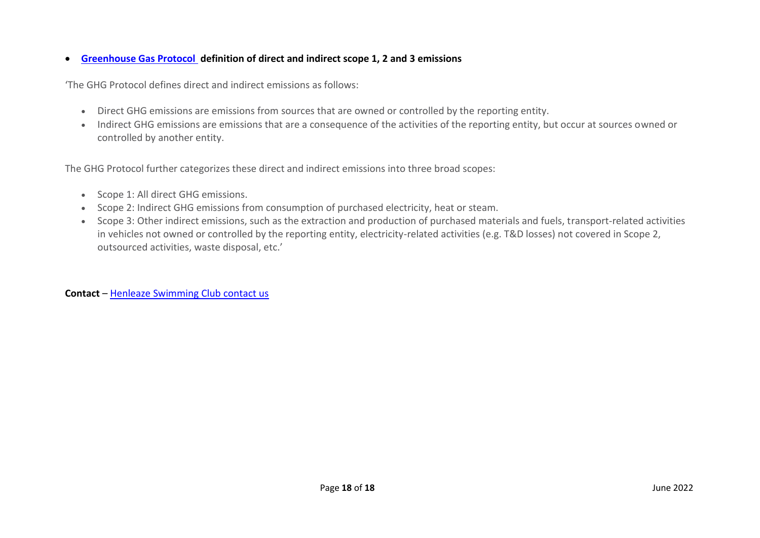- **Greenhouse Gas Protocol definition of direct and indirect scope 1, 2 and 3 emissions**

'The GHG Protocol defines direct and indirect emissions as follows:

- Direct GHG emissions are emissions from sources that are owned or controlled by the reporting entity.
- Indirect GHG emissions are emissions that are a consequence of the activities of the reporting entity, but occur at sources owned or controlled by another entity.

The GHG Protocol further categorizes these direct and indirect emissions into three broad scopes:

- Scope 1: All direct GHG emissions.
- Scope 2: Indirect GHG emissions from consumption of purchased electricity, heat or steam.
- Scope 3: Other indirect emissions, such as the extraction and production of purchased materials and fuels, transport-related activities in vehicles not owned or controlled by the reporting entity, electricity-related activities (e.g. T&D losses) not covered in Scope 2, outsourced activities, waste disposal, etc.'

**Contact** – Henleaze Swimming Club contact us